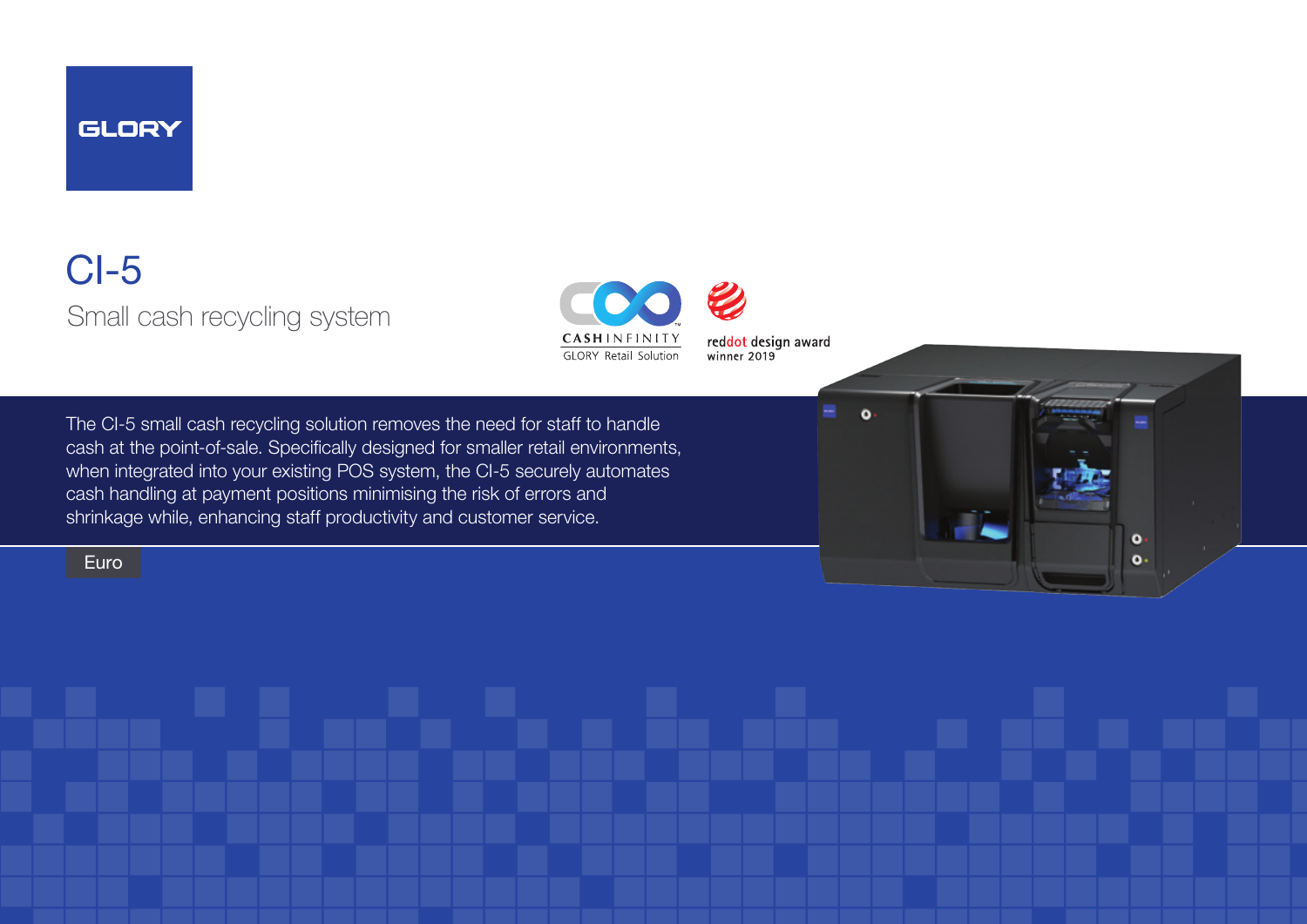GLORY

# CI-5

## Small cash recycling system

CASHINFINITY™
GLORY Retail Solution

reddot design award
winner 2019

The CI-5 small cash recycling solution removes the need for staff to handle cash at the point-of-sale. Specifically designed for smaller retail environments, when integrated into your existing POS system, the CI-5 securely automates cash handling at payment positions minimising the risk of errors and shrinkage while, enhancing staff productivity and customer service.

Euro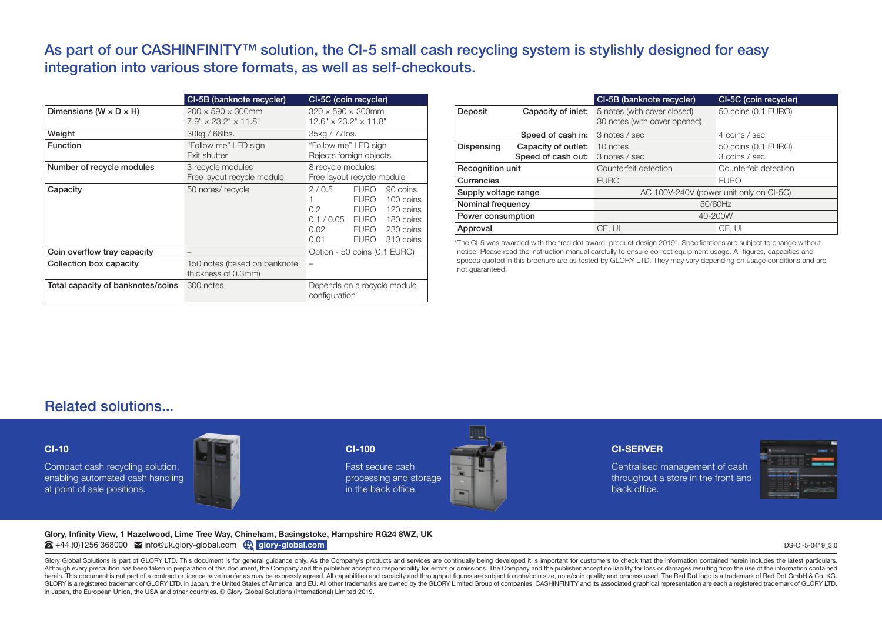## As part of our CASHINFINITY™ solution, the CI-5 small cash recycling system is stylishly designed for easy integration into various store formats, as well as self-checkouts.

| | CI-5B (banknote recycler) | CI-5C (coin recycler) |
|---|---|---|
| Dimensions (W × D × H) | 200 × 590 × 300mm<br>7.9" × 23.2" × 11.8" | 320 × 590 × 300mm<br>12.6" × 23.2" × 11.8" |
| Weight | 30kg / 66lbs. | 35kg / 77lbs. |
| Function | "Follow me" LED sign<br>Exit shutter | "Follow me" LED sign<br>Rejects foreign objects |
| Number of recycle modules | 3 recycle modules<br>Free layout recycle module | 8 recycle modules<br>Free layout recycle module |
| Capacity | 50 notes/ recycle | 2 / 0.5 EURO 90 coins<br>1 EURO 100 coins<br>0.2 EURO 120 coins<br>0.1 / 0.05 EURO 180 coins<br>0.02 EURO 230 coins<br>0.01 EURO 310 coins |
| Coin overflow tray capacity | – | Option - 50 coins (0.1 EURO) |
| Collection box capacity | 150 notes (based on banknote thickness of 0.3mm) | – |
| Total capacity of banknotes/coins | 300 notes | Depends on a recycle module configuration |

| | | CI-5B (banknote recycler) | CI-5C (coin recycler) |
|---|---|---|---|
| Deposit | Capacity of inlet: | 5 notes (with cover closed)<br>30 notes (with cover opened) | 50 coins (0.1 EURO) |
| | Speed of cash in: | 3 notes / sec | 4 coins / sec |
| Dispensing | Capacity of outlet:<br>Speed of cash out: | 10 notes<br>3 notes / sec | 50 coins (0.1 EURO)<br>3 coins / sec |
| Recognition unit | | Counterfeit detection | Counterfeit detection |
| Currencies | | EURO | EURO |
| Supply voltage range | | AC 100V-240V (power unit only on CI-5C) | |
| Nominal frequency | | 50/60Hz | |
| Power consumption | | 40-200W | |
| Approval | | CE, UL | CE, UL |

*The CI-5 was awarded with the "red dot award: product design 2019". Specifications are subject to change without notice. Please read the instruction manual carefully to ensure correct equipment usage. All figures, capacities and speeds quoted in this brochure are as tested by GLORY LTD. They may vary depending on usage conditions and are not guaranteed.

## Related solutions...

### CI-10

Compact cash recycling solution, enabling automated cash handling at point of sale positions.

### CI-100

Fast secure cash processing and storage in the back office.

### CI-SERVER

Centralised management of cash throughout a store in the front and back office.

**Glory, Infinity View, 1 Hazelwood, Lime Tree Way, Chineham, Basingstoke, Hampshire RG24 8WZ, UK**

+44 (0)1256 368000 info@uk.glory-global.com **glory-global.com**

DS-CI-5-0419_3.0

Glory Global Solutions is part of GLORY LTD. This document is for general guidance only. As the Company's products and services are continually being developed it is important for customers to check that the information contained herein includes the latest particulars. Although every precaution has been taken in preparation of this document, the Company and the publisher accept no responsibility for errors or omissions. The Company and the publisher accept no liability for loss or damages resulting from the use of the information contained herein. This document is not part of a contract or licence save insofar as may be expressly agreed. All capabilities and capacity and throughput figures are subject to note/coin size, note/coin quality and process used. The Red Dot logo is a trademark of Red Dot GmbH & Co. KG. GLORY is a registered trademark of GLORY LTD. in Japan, the United States of America, and EU. All other trademarks are owned by the GLORY Limited Group of companies. CASHINFINITY and its associated graphical representation are each a registered trademark of GLORY LTD. in Japan, the European Union, the USA and other countries. © Glory Global Solutions (International) Limited 2019.